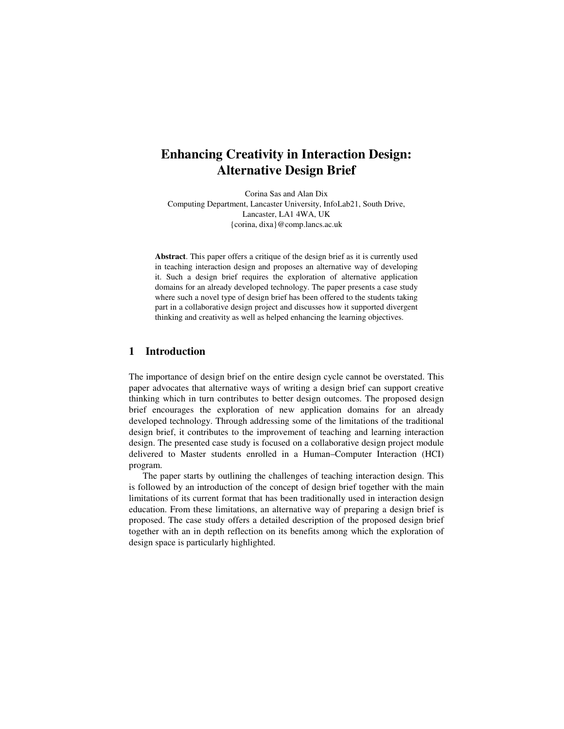# Enhancing Creativity in Interaction Design: Alternative Design Brief

Corina Sas and Alan Dix

Computing Department, Lancaster University, InfoLab21, South Drive, Lancaster, LA1 4WA, UK

{corina, dixa}@comp.lancs.ac.uk

**Abstract**. This paper offers a critique of the design brief as it is currently used in teaching interaction design and proposes an alternative way of developing it. Such a design brief requires the exploration of alternative application domains for an already developed technology. The paper presents a case study where such a novel type of design brief has been offered to the students taking part in a collaborative design project and discusses how it supported divergent thinking and creativity as well as helped enhancing the learning objectives.

## 1 Introduction

The importance of design brief on the entire design cycle cannot be overstated. This paper advocates that alternative ways of writing a design brief can support creative thinking which in turn contributes to better design outcomes. The proposed design brief encourages the exploration of new application domains for an already developed technology. Through addressing some of the limitations of the traditional design brief, it contributes to the improvement of teaching and learning interaction design. The presented case study is focused on a collaborative design project module delivered to Master students enrolled in a Human–Computer Interaction (HCI) program.

The paper starts by outlining the challenges of teaching interaction design. This is followed by an introduction of the concept of design brief together with the main limitations of its current format that has been traditionally used in interaction design education. From these limitations, an alternative way of preparing a design brief is proposed. The case study offers a detailed description of the proposed design brief together with an in depth reflection on its benefits among which the exploration of design space is particularly highlighted.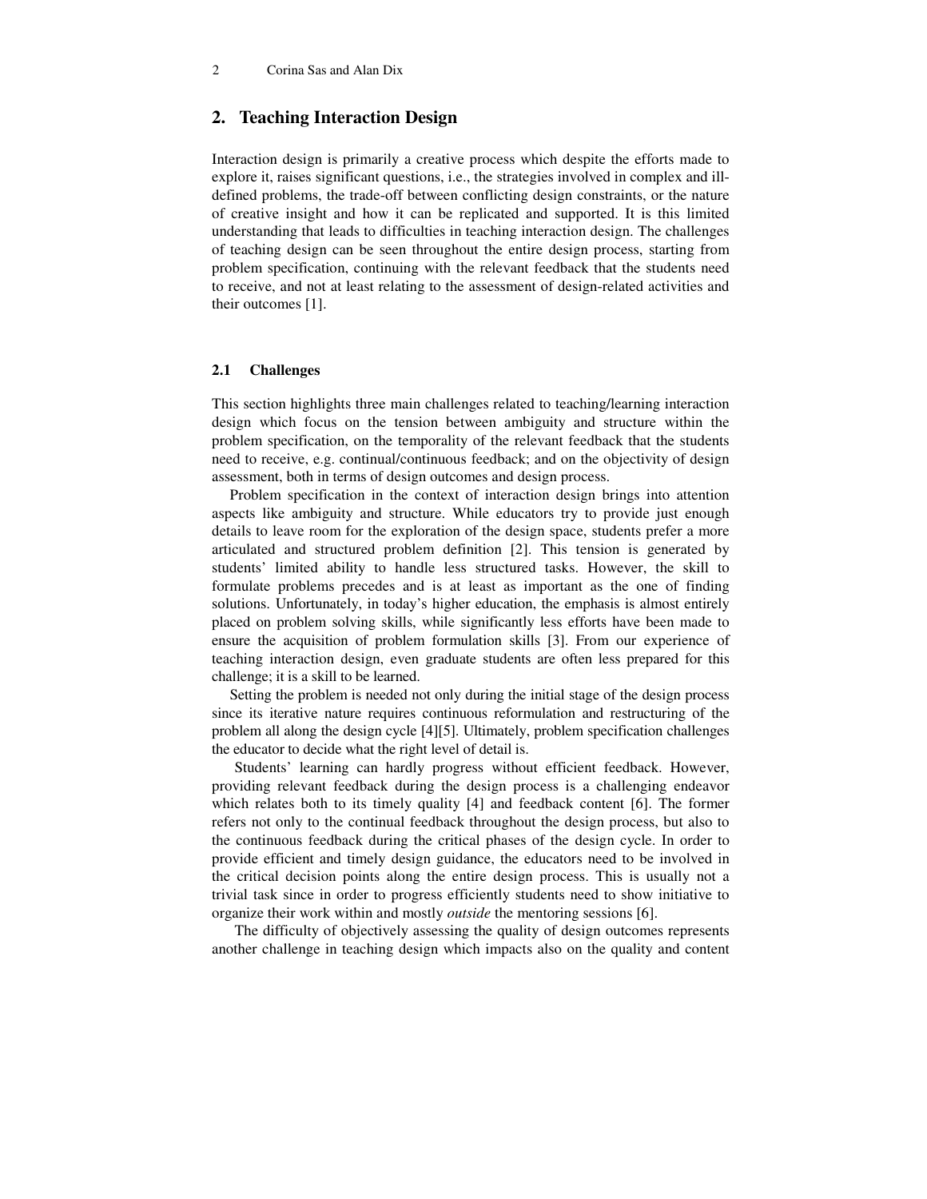## 2. Teaching Interaction Design

Interaction design is primarily a creative process which despite the efforts made to explore it, raises significant questions, i.e., the strategies involved in complex and ill-defined problems, the trade-off between conflicting design constraints, or the nature of creative insight and how it can be replicated and supported. It is this limited understanding that leads to difficulties in teaching interaction design. The challenges of teaching design can be seen throughout the entire design process, starting from problem specification, continuing with the relevant feedback that the students need to receive, and not at least relating to the assessment of design-related activities and their outcomes [1].

### 2.1 Challenges

This section highlights three main challenges related to teaching/learning interaction design which focus on the tension between ambiguity and structure within the problem specification, on the temporality of the relevant feedback that the students need to receive, e.g. continual/continuous feedback; and on the objectivity of design assessment, both in terms of design outcomes and design process.

Problem specification in the context of interaction design brings into attention aspects like ambiguity and structure. While educators try to provide just enough details to leave room for the exploration of the design space, students prefer a more articulated and structured problem definition [2]. This tension is generated by students' limited ability to handle less structured tasks. However, the skill to formulate problems precedes and is at least as important as the one of finding solutions. Unfortunately, in today's higher education, the emphasis is almost entirely placed on problem solving skills, while significantly less efforts have been made to ensure the acquisition of problem formulation skills [3]. From our experience of teaching interaction design, even graduate students are often less prepared for this challenge; it is a skill to be learned.

Setting the problem is needed not only during the initial stage of the design process since its iterative nature requires continuous reformulation and restructuring of the problem all along the design cycle [4][5]. Ultimately, problem specification challenges the educator to decide what the right level of detail is.

Students' learning can hardly progress without efficient feedback. However, providing relevant feedback during the design process is a challenging endeavor which relates both to its timely quality [4] and feedback content [6]. The former refers not only to the continual feedback throughout the design process, but also to the continuous feedback during the critical phases of the design cycle. In order to provide efficient and timely design guidance, the educators need to be involved in the critical decision points along the entire design process. This is usually not a trivial task since in order to progress efficiently students need to show initiative to organize their work within and mostly *outside* the mentoring sessions [6].

The difficulty of objectively assessing the quality of design outcomes represents another challenge in teaching design which impacts also on the quality and content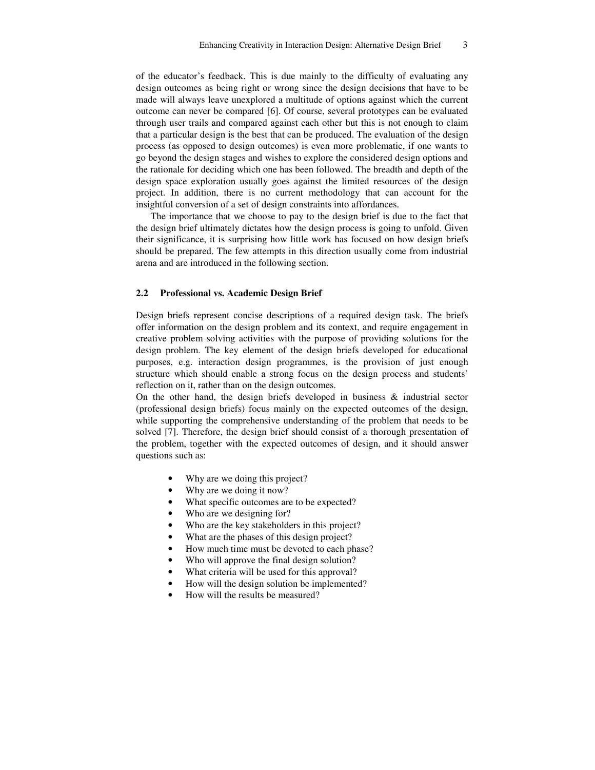of the educator's feedback. This is due mainly to the difficulty of evaluating any design outcomes as being right or wrong since the design decisions that have to be made will always leave unexplored a multitude of options against which the current outcome can never be compared [6]. Of course, several prototypes can be evaluated through user trails and compared against each other but this is not enough to claim that a particular design is the best that can be produced. The evaluation of the design process (as opposed to design outcomes) is even more problematic, if one wants to go beyond the design stages and wishes to explore the considered design options and the rationale for deciding which one has been followed. The breadth and depth of the design space exploration usually goes against the limited resources of the design project. In addition, there is no current methodology that can account for the insightful conversion of a set of design constraints into affordances.

The importance that we choose to pay to the design brief is due to the fact that the design brief ultimately dictates how the design process is going to unfold. Given their significance, it is surprising how little work has focused on how design briefs should be prepared. The few attempts in this direction usually come from industrial arena and are introduced in the following section.

### 2.2 Professional vs. Academic Design Brief

Design briefs represent concise descriptions of a required design task. The briefs offer information on the design problem and its context, and require engagement in creative problem solving activities with the purpose of providing solutions for the design problem. The key element of the design briefs developed for educational purposes, e.g. interaction design programmes, is the provision of just enough structure which should enable a strong focus on the design process and students' reflection on it, rather than on the design outcomes.

On the other hand, the design briefs developed in business & industrial sector (professional design briefs) focus mainly on the expected outcomes of the design, while supporting the comprehensive understanding of the problem that needs to be solved [7]. Therefore, the design brief should consist of a thorough presentation of the problem, together with the expected outcomes of design, and it should answer questions such as:

- Why are we doing this project?
- Why are we doing it now?
- What specific outcomes are to be expected?
- Who are we designing for?
- Who are the key stakeholders in this project?
- What are the phases of this design project?
- How much time must be devoted to each phase?
- Who will approve the final design solution?
- What criteria will be used for this approval?
- How will the design solution be implemented?
- How will the results be measured?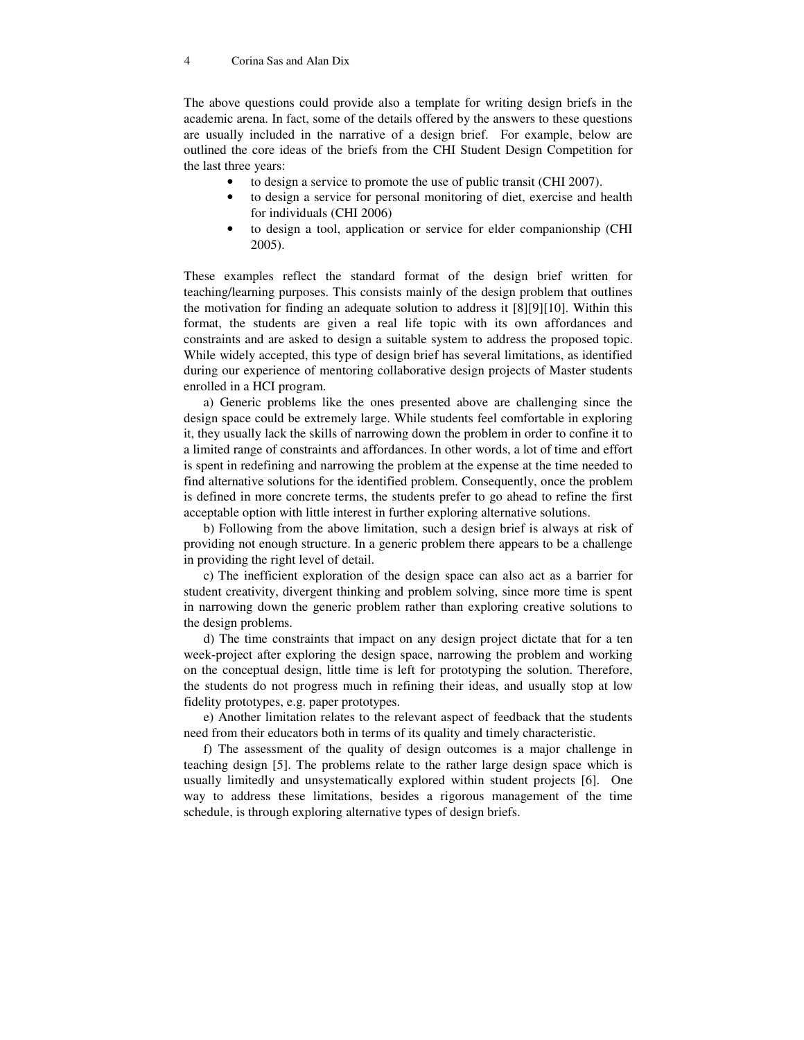The above questions could provide also a template for writing design briefs in the academic arena. In fact, some of the details offered by the answers to these questions are usually included in the narrative of a design brief. For example, below are outlined the core ideas of the briefs from the CHI Student Design Competition for the last three years:

- to design a service to promote the use of public transit (CHI 2007).
- to design a service for personal monitoring of diet, exercise and health for individuals (CHI 2006)
- to design a tool, application or service for elder companionship (CHI 2005).

These examples reflect the standard format of the design brief written for teaching/learning purposes. This consists mainly of the design problem that outlines the motivation for finding an adequate solution to address it [8][9][10]. Within this format, the students are given a real life topic with its own affordances and constraints and are asked to design a suitable system to address the proposed topic. While widely accepted, this type of design brief has several limitations, as identified during our experience of mentoring collaborative design projects of Master students enrolled in a HCI program.

a) Generic problems like the ones presented above are challenging since the design space could be extremely large. While students feel comfortable in exploring it, they usually lack the skills of narrowing down the problem in order to confine it to a limited range of constraints and affordances. In other words, a lot of time and effort is spent in redefining and narrowing the problem at the expense at the time needed to find alternative solutions for the identified problem. Consequently, once the problem is defined in more concrete terms, the students prefer to go ahead to refine the first acceptable option with little interest in further exploring alternative solutions.

b) Following from the above limitation, such a design brief is always at risk of providing not enough structure. In a generic problem there appears to be a challenge in providing the right level of detail.

c) The inefficient exploration of the design space can also act as a barrier for student creativity, divergent thinking and problem solving, since more time is spent in narrowing down the generic problem rather than exploring creative solutions to the design problems.

d) The time constraints that impact on any design project dictate that for a ten week-project after exploring the design space, narrowing the problem and working on the conceptual design, little time is left for prototyping the solution. Therefore, the students do not progress much in refining their ideas, and usually stop at low fidelity prototypes, e.g. paper prototypes.

e) Another limitation relates to the relevant aspect of feedback that the students need from their educators both in terms of its quality and timely characteristic.

f) The assessment of the quality of design outcomes is a major challenge in teaching design [5]. The problems relate to the rather large design space which is usually limitedly and unsystematically explored within student projects [6]. One way to address these limitations, besides a rigorous management of the time schedule, is through exploring alternative types of design briefs.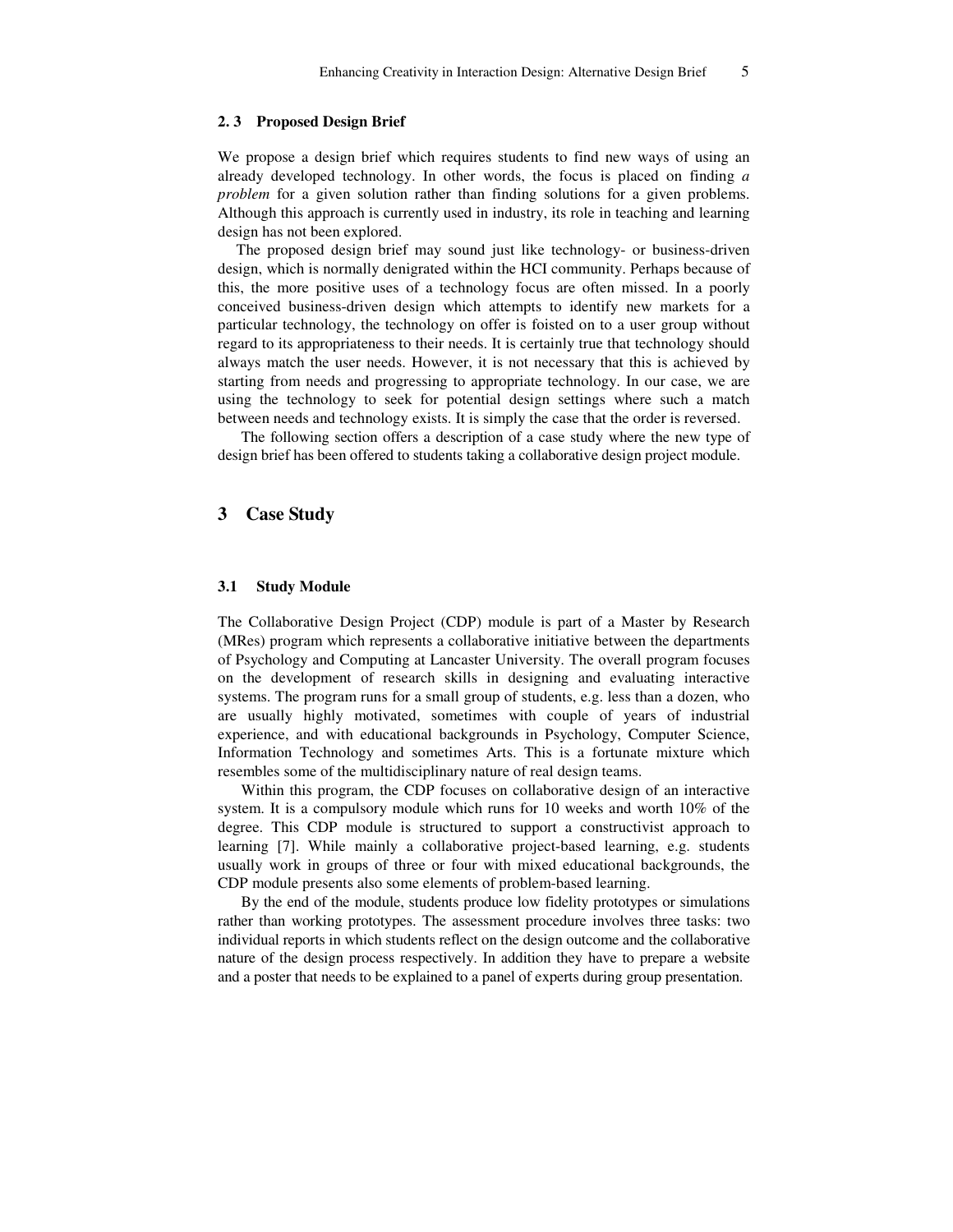### 2. 3 Proposed Design Brief

We propose a design brief which requires students to find new ways of using an already developed technology. In other words, the focus is placed on finding *a problem* for a given solution rather than finding solutions for a given problems. Although this approach is currently used in industry, its role in teaching and learning design has not been explored.

The proposed design brief may sound just like technology- or business-driven design, which is normally denigrated within the HCI community. Perhaps because of this, the more positive uses of a technology focus are often missed. In a poorly conceived business-driven design which attempts to identify new markets for a particular technology, the technology on offer is foisted on to a user group without regard to its appropriateness to their needs. It is certainly true that technology should always match the user needs. However, it is not necessary that this is achieved by starting from needs and progressing to appropriate technology. In our case, we are using the technology to seek for potential design settings where such a match between needs and technology exists. It is simply the case that the order is reversed.

The following section offers a description of a case study where the new type of design brief has been offered to students taking a collaborative design project module.

## 3 Case Study

### 3.1 Study Module

The Collaborative Design Project (CDP) module is part of a Master by Research (MRes) program which represents a collaborative initiative between the departments of Psychology and Computing at Lancaster University. The overall program focuses on the development of research skills in designing and evaluating interactive systems. The program runs for a small group of students, e.g. less than a dozen, who are usually highly motivated, sometimes with couple of years of industrial experience, and with educational backgrounds in Psychology, Computer Science, Information Technology and sometimes Arts. This is a fortunate mixture which resembles some of the multidisciplinary nature of real design teams.

Within this program, the CDP focuses on collaborative design of an interactive system. It is a compulsory module which runs for 10 weeks and worth 10% of the degree. This CDP module is structured to support a constructivist approach to learning [7]. While mainly a collaborative project-based learning, e.g. students usually work in groups of three or four with mixed educational backgrounds, the CDP module presents also some elements of problem-based learning.

By the end of the module, students produce low fidelity prototypes or simulations rather than working prototypes. The assessment procedure involves three tasks: two individual reports in which students reflect on the design outcome and the collaborative nature of the design process respectively. In addition they have to prepare a website and a poster that needs to be explained to a panel of experts during group presentation.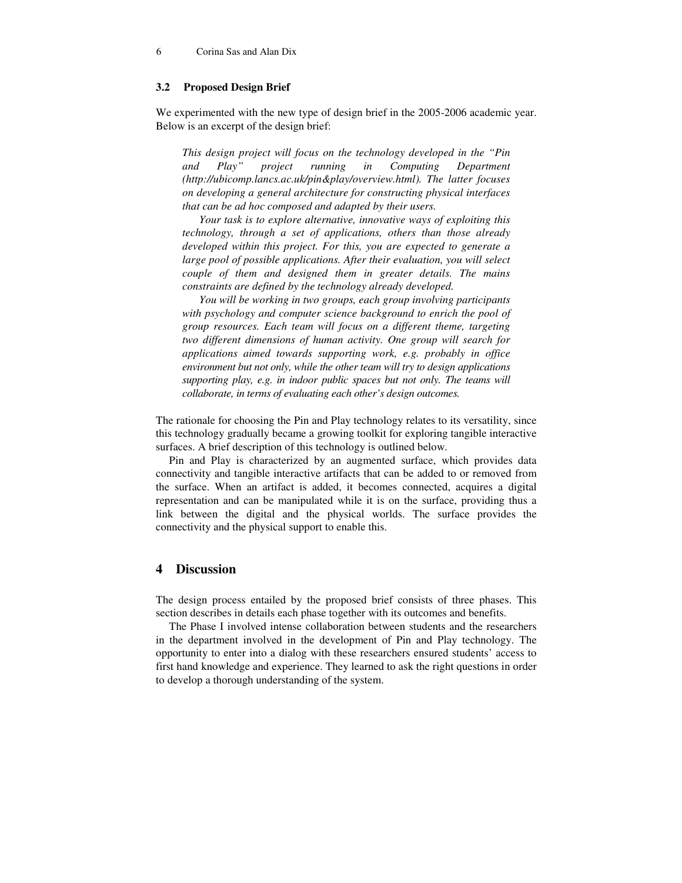### 3.2 Proposed Design Brief

We experimented with the new type of design brief in the 2005-2006 academic year. Below is an excerpt of the design brief:

> *This design project will focus on the technology developed in the "Pin and Play" project running in Computing Department (http://ubicomp.lancs.ac.uk/pin&play/overview.html). The latter focuses on developing a general architecture for constructing physical interfaces that can be ad hoc composed and adapted by their users.*
>
> *Your task is to explore alternative, innovative ways of exploiting this technology, through a set of applications, others than those already developed within this project. For this, you are expected to generate a large pool of possible applications. After their evaluation, you will select couple of them and designed them in greater details. The mains constraints are defined by the technology already developed.*
>
> *You will be working in two groups, each group involving participants with psychology and computer science background to enrich the pool of group resources. Each team will focus on a different theme, targeting two different dimensions of human activity. One group will search for applications aimed towards supporting work, e.g. probably in office environment but not only, while the other team will try to design applications supporting play, e.g. in indoor public spaces but not only. The teams will collaborate, in terms of evaluating each other's design outcomes.*

The rationale for choosing the Pin and Play technology relates to its versatility, since this technology gradually became a growing toolkit for exploring tangible interactive surfaces. A brief description of this technology is outlined below.

Pin and Play is characterized by an augmented surface, which provides data connectivity and tangible interactive artifacts that can be added to or removed from the surface. When an artifact is added, it becomes connected, acquires a digital representation and can be manipulated while it is on the surface, providing thus a link between the digital and the physical worlds. The surface provides the connectivity and the physical support to enable this.

## 4 Discussion

The design process entailed by the proposed brief consists of three phases. This section describes in details each phase together with its outcomes and benefits.

The Phase I involved intense collaboration between students and the researchers in the department involved in the development of Pin and Play technology. The opportunity to enter into a dialog with these researchers ensured students' access to first hand knowledge and experience. They learned to ask the right questions in order to develop a thorough understanding of the system.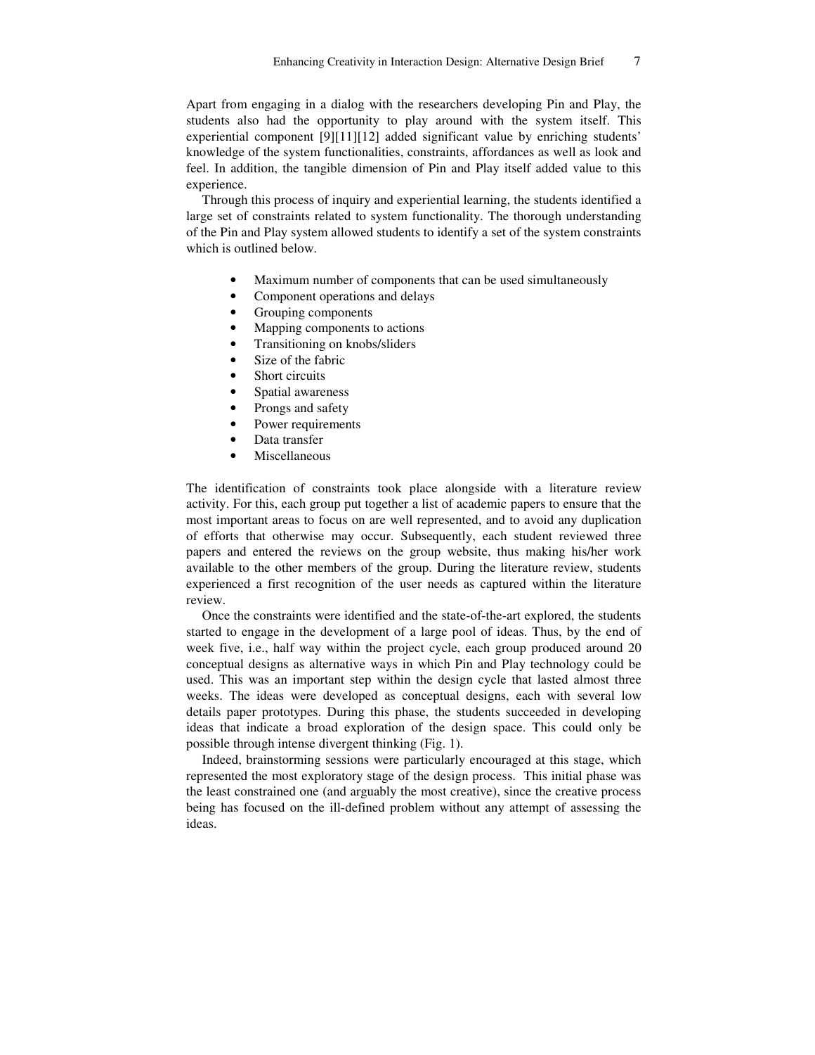Apart from engaging in a dialog with the researchers developing Pin and Play, the students also had the opportunity to play around with the system itself. This experiential component [9][11][12] added significant value by enriching students' knowledge of the system functionalities, constraints, affordances as well as look and feel. In addition, the tangible dimension of Pin and Play itself added value to this experience.

Through this process of inquiry and experiential learning, the students identified a large set of constraints related to system functionality. The thorough understanding of the Pin and Play system allowed students to identify a set of the system constraints which is outlined below.

- Maximum number of components that can be used simultaneously
- Component operations and delays
- Grouping components
- Mapping components to actions
- Transitioning on knobs/sliders
- Size of the fabric
- Short circuits
- Spatial awareness
- Prongs and safety
- Power requirements
- Data transfer
- Miscellaneous

The identification of constraints took place alongside with a literature review activity. For this, each group put together a list of academic papers to ensure that the most important areas to focus on are well represented, and to avoid any duplication of efforts that otherwise may occur. Subsequently, each student reviewed three papers and entered the reviews on the group website, thus making his/her work available to the other members of the group. During the literature review, students experienced a first recognition of the user needs as captured within the literature review.

Once the constraints were identified and the state-of-the-art explored, the students started to engage in the development of a large pool of ideas. Thus, by the end of week five, i.e., half way within the project cycle, each group produced around 20 conceptual designs as alternative ways in which Pin and Play technology could be used. This was an important step within the design cycle that lasted almost three weeks. The ideas were developed as conceptual designs, each with several low details paper prototypes. During this phase, the students succeeded in developing ideas that indicate a broad exploration of the design space. This could only be possible through intense divergent thinking (Fig. 1).

Indeed, brainstorming sessions were particularly encouraged at this stage, which represented the most exploratory stage of the design process. This initial phase was the least constrained one (and arguably the most creative), since the creative process being has focused on the ill-defined problem without any attempt of assessing the ideas.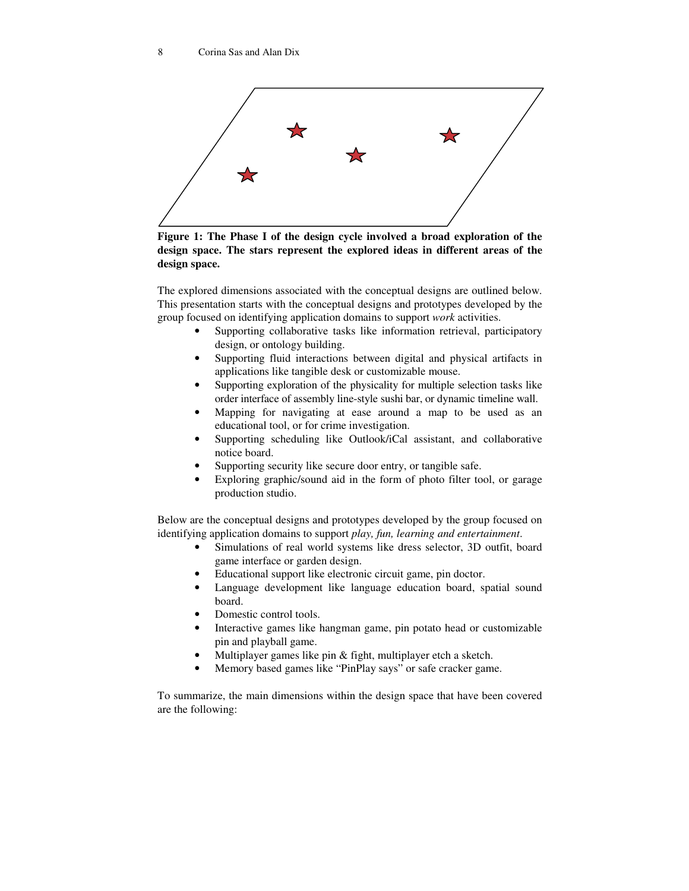**Figure 1: The Phase I of the design cycle involved a broad exploration of the design space. The stars represent the explored ideas in different areas of the design space.**

The explored dimensions associated with the conceptual designs are outlined below. This presentation starts with the conceptual designs and prototypes developed by the group focused on identifying application domains to support *work* activities.

- Supporting collaborative tasks like information retrieval, participatory design, or ontology building.
- Supporting fluid interactions between digital and physical artifacts in applications like tangible desk or customizable mouse.
- Supporting exploration of the physicality for multiple selection tasks like order interface of assembly line-style sushi bar, or dynamic timeline wall.
- Mapping for navigating at ease around a map to be used as an educational tool, or for crime investigation.
- Supporting scheduling like Outlook/iCal assistant, and collaborative notice board.
- Supporting security like secure door entry, or tangible safe.
- Exploring graphic/sound aid in the form of photo filter tool, or garage production studio.

Below are the conceptual designs and prototypes developed by the group focused on identifying application domains to support *play, fun, learning and entertainment*.

- Simulations of real world systems like dress selector, 3D outfit, board game interface or garden design.
- Educational support like electronic circuit game, pin doctor.
- Language development like language education board, spatial sound board.
- Domestic control tools.
- Interactive games like hangman game, pin potato head or customizable pin and playball game.
- Multiplayer games like pin & fight, multiplayer etch a sketch.
- Memory based games like "PinPlay says" or safe cracker game.

To summarize, the main dimensions within the design space that have been covered are the following: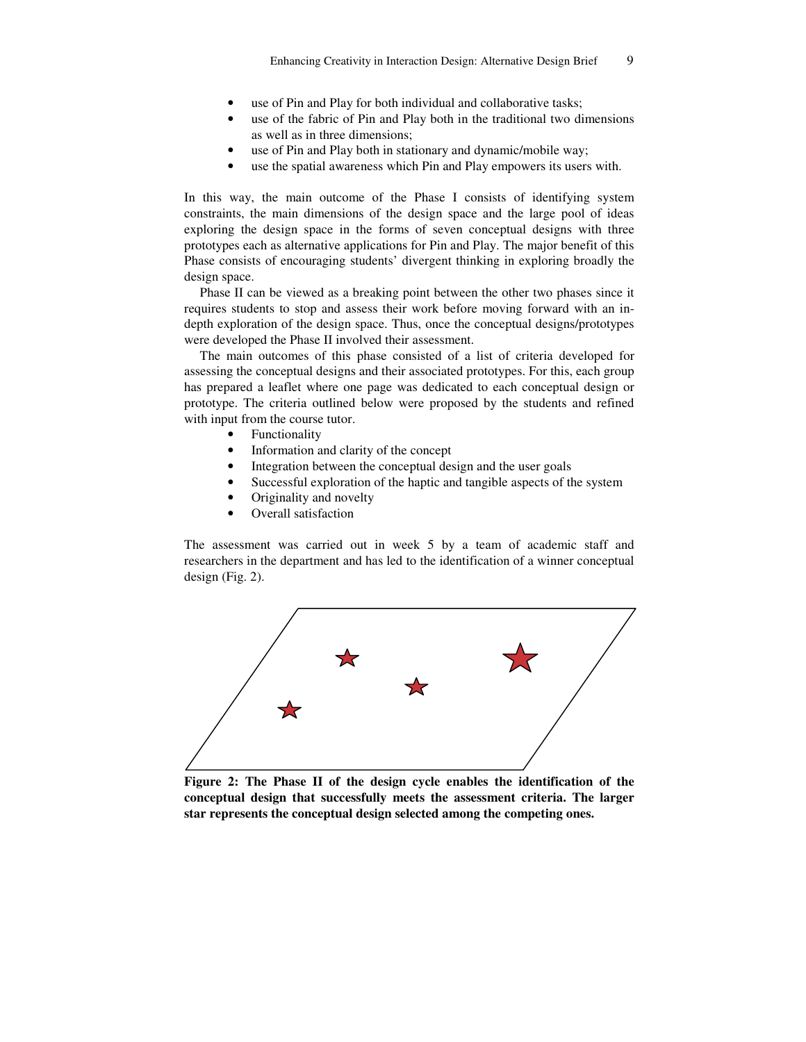- use of Pin and Play for both individual and collaborative tasks;
- use of the fabric of Pin and Play both in the traditional two dimensions as well as in three dimensions;
- use of Pin and Play both in stationary and dynamic/mobile way;
- use the spatial awareness which Pin and Play empowers its users with.

In this way, the main outcome of the Phase I consists of identifying system constraints, the main dimensions of the design space and the large pool of ideas exploring the design space in the forms of seven conceptual designs with three prototypes each as alternative applications for Pin and Play. The major benefit of this Phase consists of encouraging students' divergent thinking in exploring broadly the design space.

Phase II can be viewed as a breaking point between the other two phases since it requires students to stop and assess their work before moving forward with an in-depth exploration of the design space. Thus, once the conceptual designs/prototypes were developed the Phase II involved their assessment.

The main outcomes of this phase consisted of a list of criteria developed for assessing the conceptual designs and their associated prototypes. For this, each group has prepared a leaflet where one page was dedicated to each conceptual design or prototype. The criteria outlined below were proposed by the students and refined with input from the course tutor.

- Functionality
- Information and clarity of the concept
- Integration between the conceptual design and the user goals
- Successful exploration of the haptic and tangible aspects of the system
- Originality and novelty
- Overall satisfaction

The assessment was carried out in week 5 by a team of academic staff and researchers in the department and has led to the identification of a winner conceptual design (Fig. 2).

**Figure 2: The Phase II of the design cycle enables the identification of the conceptual design that successfully meets the assessment criteria. The larger star represents the conceptual design selected among the competing ones.**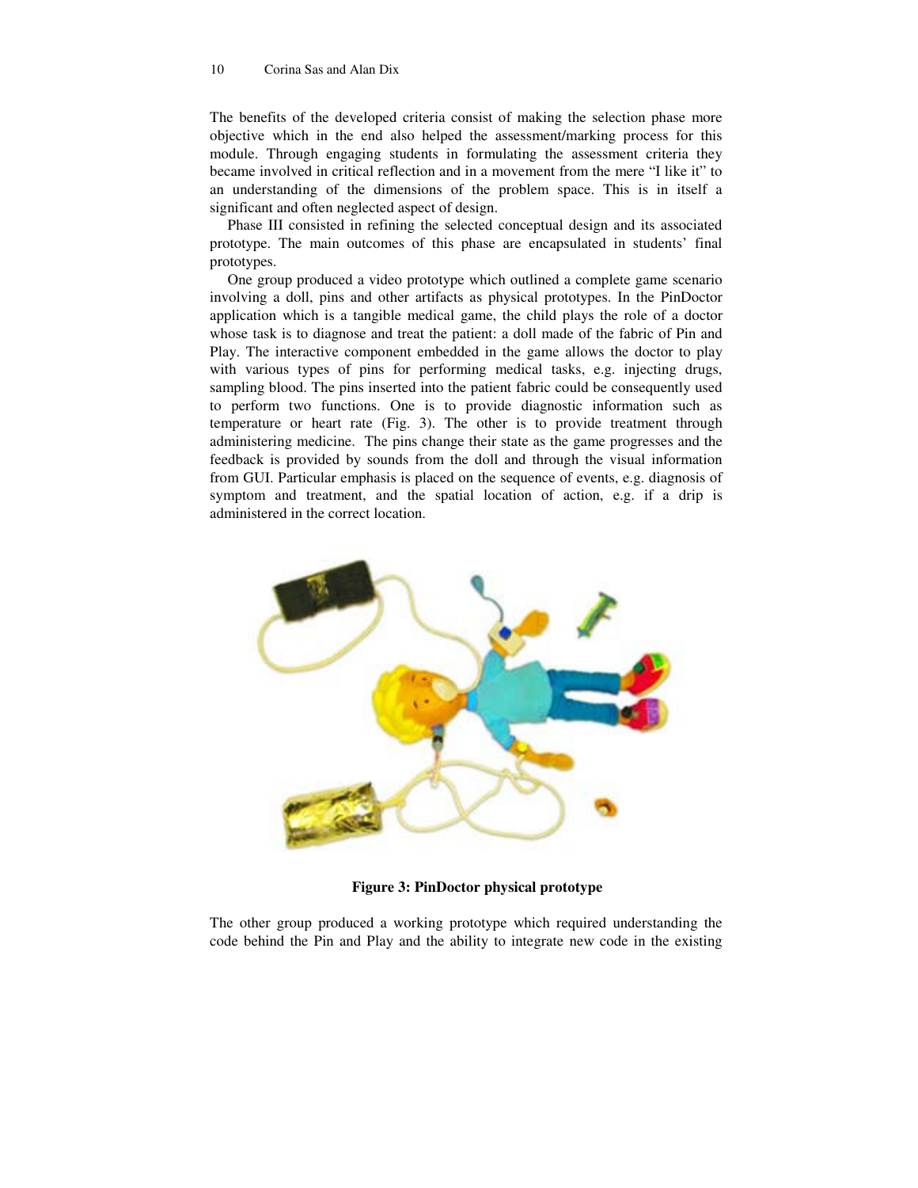The benefits of the developed criteria consist of making the selection phase more objective which in the end also helped the assessment/marking process for this module. Through engaging students in formulating the assessment criteria they became involved in critical reflection and in a movement from the mere "I like it" to an understanding of the dimensions of the problem space. This is in itself a significant and often neglected aspect of design.

Phase III consisted in refining the selected conceptual design and its associated prototype. The main outcomes of this phase are encapsulated in students' final prototypes.

One group produced a video prototype which outlined a complete game scenario involving a doll, pins and other artifacts as physical prototypes. In the PinDoctor application which is a tangible medical game, the child plays the role of a doctor whose task is to diagnose and treat the patient: a doll made of the fabric of Pin and Play. The interactive component embedded in the game allows the doctor to play with various types of pins for performing medical tasks, e.g. injecting drugs, sampling blood. The pins inserted into the patient fabric could be consequently used to perform two functions. One is to provide diagnostic information such as temperature or heart rate (Fig. 3). The other is to provide treatment through administering medicine. The pins change their state as the game progresses and the feedback is provided by sounds from the doll and through the visual information from GUI. Particular emphasis is placed on the sequence of events, e.g. diagnosis of symptom and treatment, and the spatial location of action, e.g. if a drip is administered in the correct location.

**Figure 3: PinDoctor physical prototype**

The other group produced a working prototype which required understanding the code behind the Pin and Play and the ability to integrate new code in the existing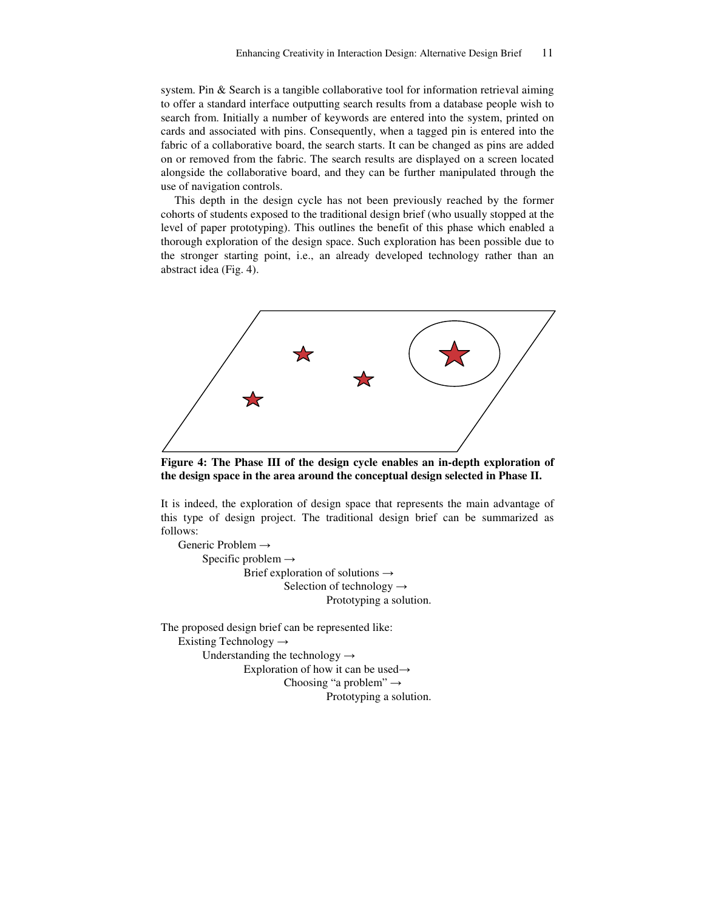system. Pin & Search is a tangible collaborative tool for information retrieval aiming to offer a standard interface outputting search results from a database people wish to search from. Initially a number of keywords are entered into the system, printed on cards and associated with pins. Consequently, when a tagged pin is entered into the fabric of a collaborative board, the search starts. It can be changed as pins are added on or removed from the fabric. The search results are displayed on a screen located alongside the collaborative board, and they can be further manipulated through the use of navigation controls.

This depth in the design cycle has not been previously reached by the former cohorts of students exposed to the traditional design brief (who usually stopped at the level of paper prototyping). This outlines the benefit of this phase which enabled a thorough exploration of the design space. Such exploration has been possible due to the stronger starting point, i.e., an already developed technology rather than an abstract idea (Fig. 4).

**Figure 4: The Phase III of the design cycle enables an in-depth exploration of the design space in the area around the conceptual design selected in Phase II.**

It is indeed, the exploration of design space that represents the main advantage of this type of design project. The traditional design brief can be summarized as follows:

Generic Problem →
Specific problem →
Brief exploration of solutions →
Selection of technology →
Prototyping a solution.

The proposed design brief can be represented like:

Existing Technology →
Understanding the technology →
Exploration of how it can be used→
Choosing "a problem" →
Prototyping a solution.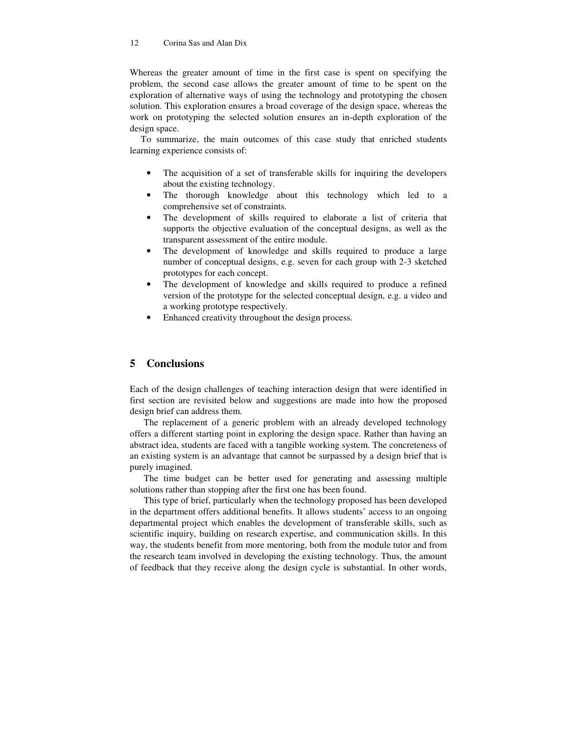Whereas the greater amount of time in the first case is spent on specifying the problem, the second case allows the greater amount of time to be spent on the exploration of alternative ways of using the technology and prototyping the chosen solution. This exploration ensures a broad coverage of the design space, whereas the work on prototyping the selected solution ensures an in-depth exploration of the design space.

To summarize, the main outcomes of this case study that enriched students learning experience consists of:

- The acquisition of a set of transferable skills for inquiring the developers about the existing technology.
- The thorough knowledge about this technology which led to a comprehensive set of constraints.
- The development of skills required to elaborate a list of criteria that supports the objective evaluation of the conceptual designs, as well as the transparent assessment of the entire module.
- The development of knowledge and skills required to produce a large number of conceptual designs, e.g. seven for each group with 2-3 sketched prototypes for each concept.
- The development of knowledge and skills required to produce a refined version of the prototype for the selected conceptual design, e.g. a video and a working prototype respectively.
- Enhanced creativity throughout the design process.

## 5 Conclusions

Each of the design challenges of teaching interaction design that were identified in first section are revisited below and suggestions are made into how the proposed design brief can address them.

The replacement of a generic problem with an already developed technology offers a different starting point in exploring the design space. Rather than having an abstract idea, students are faced with a tangible working system. The concreteness of an existing system is an advantage that cannot be surpassed by a design brief that is purely imagined.

The time budget can be better used for generating and assessing multiple solutions rather than stopping after the first one has been found.

This type of brief, particularly when the technology proposed has been developed in the department offers additional benefits. It allows students' access to an ongoing departmental project which enables the development of transferable skills, such as scientific inquiry, building on research expertise, and communication skills. In this way, the students benefit from more mentoring, both from the module tutor and from the research team involved in developing the existing technology. Thus, the amount of feedback that they receive along the design cycle is substantial. In other words,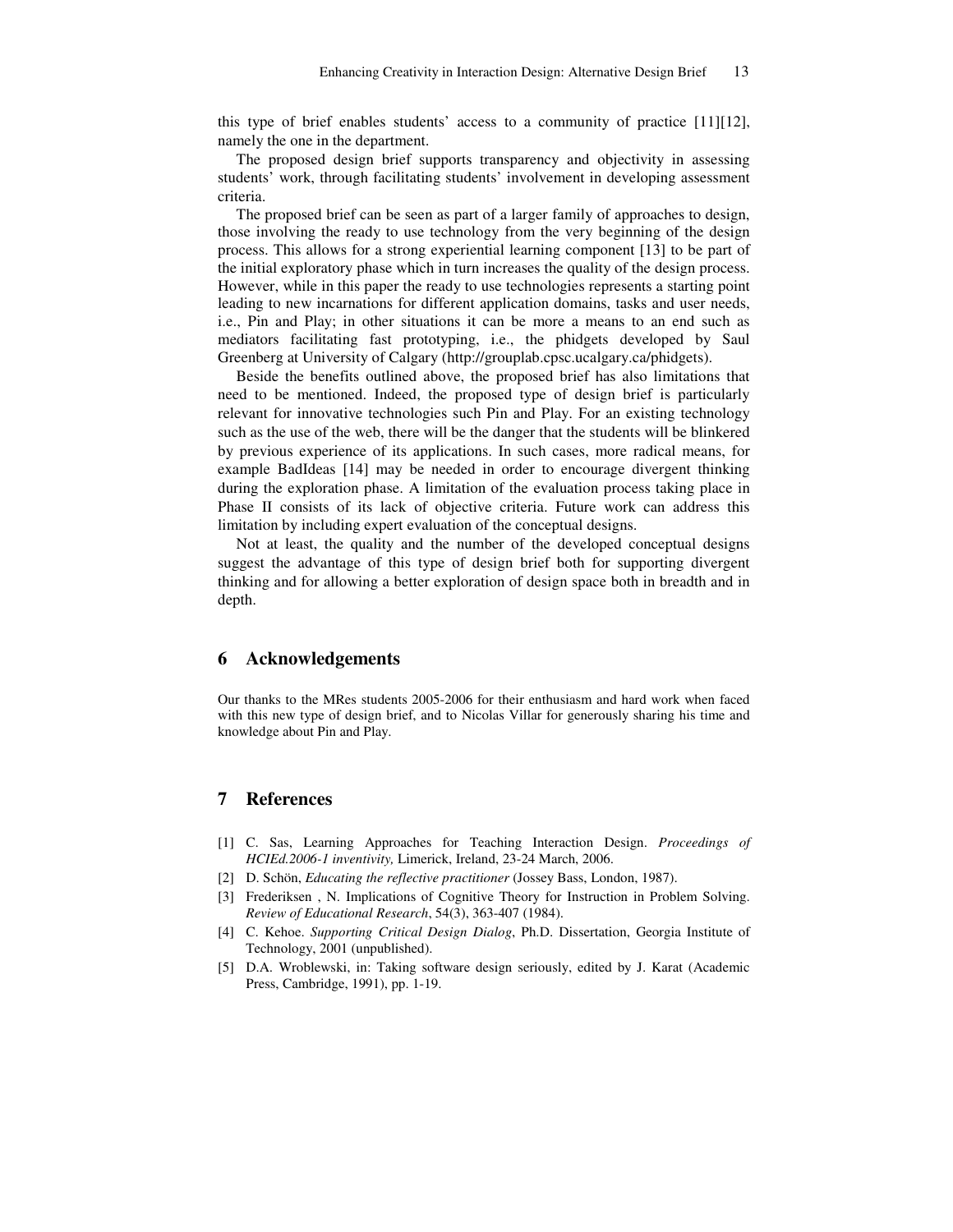this type of brief enables students' access to a community of practice [11][12], namely the one in the department.

The proposed design brief supports transparency and objectivity in assessing students' work, through facilitating students' involvement in developing assessment criteria.

The proposed brief can be seen as part of a larger family of approaches to design, those involving the ready to use technology from the very beginning of the design process. This allows for a strong experiential learning component [13] to be part of the initial exploratory phase which in turn increases the quality of the design process. However, while in this paper the ready to use technologies represents a starting point leading to new incarnations for different application domains, tasks and user needs, i.e., Pin and Play; in other situations it can be more a means to an end such as mediators facilitating fast prototyping, i.e., the phidgets developed by Saul Greenberg at University of Calgary (http://grouplab.cpsc.ucalgary.ca/phidgets).

Beside the benefits outlined above, the proposed brief has also limitations that need to be mentioned. Indeed, the proposed type of design brief is particularly relevant for innovative technologies such Pin and Play. For an existing technology such as the use of the web, there will be the danger that the students will be blinkered by previous experience of its applications. In such cases, more radical means, for example BadIdeas [14] may be needed in order to encourage divergent thinking during the exploration phase. A limitation of the evaluation process taking place in Phase II consists of its lack of objective criteria. Future work can address this limitation by including expert evaluation of the conceptual designs.

Not at least, the quality and the number of the developed conceptual designs suggest the advantage of this type of design brief both for supporting divergent thinking and for allowing a better exploration of design space both in breadth and in depth.

## 6 Acknowledgements

Our thanks to the MRes students 2005-2006 for their enthusiasm and hard work when faced with this new type of design brief, and to Nicolas Villar for generously sharing his time and knowledge about Pin and Play.

## 7 References

[1] C. Sas, Learning Approaches for Teaching Interaction Design. *Proceedings of HCIEd.2006-1 inventivity,* Limerick, Ireland, 23-24 March, 2006.

[2] D. Schön, *Educating the reflective practitioner* (Jossey Bass, London, 1987).

[3] Frederiksen , N. Implications of Cognitive Theory for Instruction in Problem Solving. *Review of Educational Research*, 54(3), 363-407 (1984).

[4] C. Kehoe. *Supporting Critical Design Dialog*, Ph.D. Dissertation, Georgia Institute of Technology, 2001 (unpublished).

[5] D.A. Wroblewski, in: Taking software design seriously, edited by J. Karat (Academic Press, Cambridge, 1991), pp. 1-19.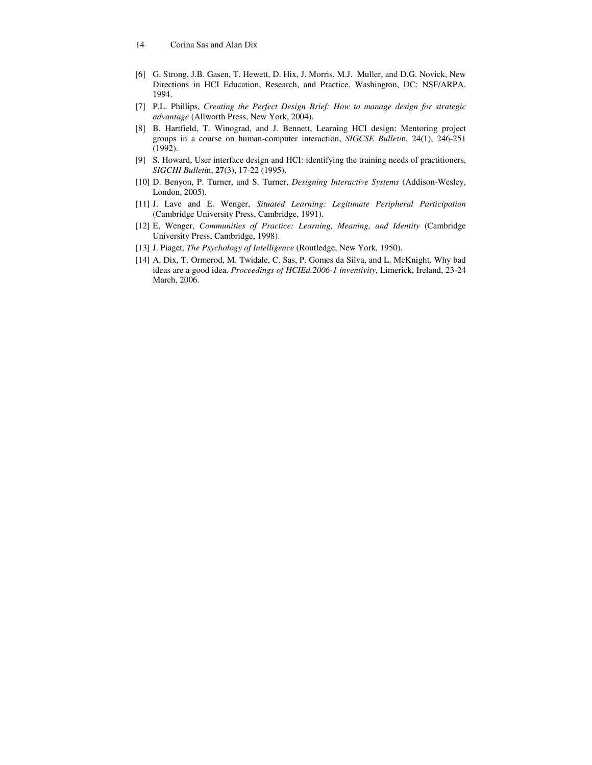[6] G. Strong, J.B. Gasen, T. Hewett, D. Hix, J. Morris, M.J. Muller, and D.G. Novick, New Directions in HCI Education, Research, and Practice, Washington, DC: NSF/ARPA, 1994.

[7] P.L. Phillips, *Creating the Perfect Design Brief: How to manage design for strategic advantage* (Allworth Press, New York, 2004).

[8] B. Hartfield, T. Winograd, and J. Bennett, Learning HCI design: Mentoring project groups in a course on human-computer interaction, *SIGCSE Bulleti*n, 24(1), 246-251 (1992).

[9] S. Howard, User interface design and HCI: identifying the training needs of practitioners, *SIGCHI Bulleti*n, **27**(3), 17-22 (1995).

[10] D. Benyon, P. Turner, and S. Turner, *Designing Interactive Systems* (Addison-Wesley, London, 2005).

[11] J. Lave and E. Wenger, *Situated Learning: Legitimate Peripheral Participation* (Cambridge University Press, Cambridge, 1991).

[12] E, Wenger, *Communities of Practice: Learning, Meaning, and Identity* (Cambridge University Press, Cambridge, 1998).

[13] J. Piaget, *The Psychology of Intelligence* (Routledge, New York, 1950).

[14] A. Dix, T. Ormerod, M. Twidale, C. Sas, P. Gomes da Silva, and L. McKnight. Why bad ideas are a good idea. *Proceedings of HCIEd.2006-1 inventivity*, Limerick, Ireland, 23-24 March, 2006.